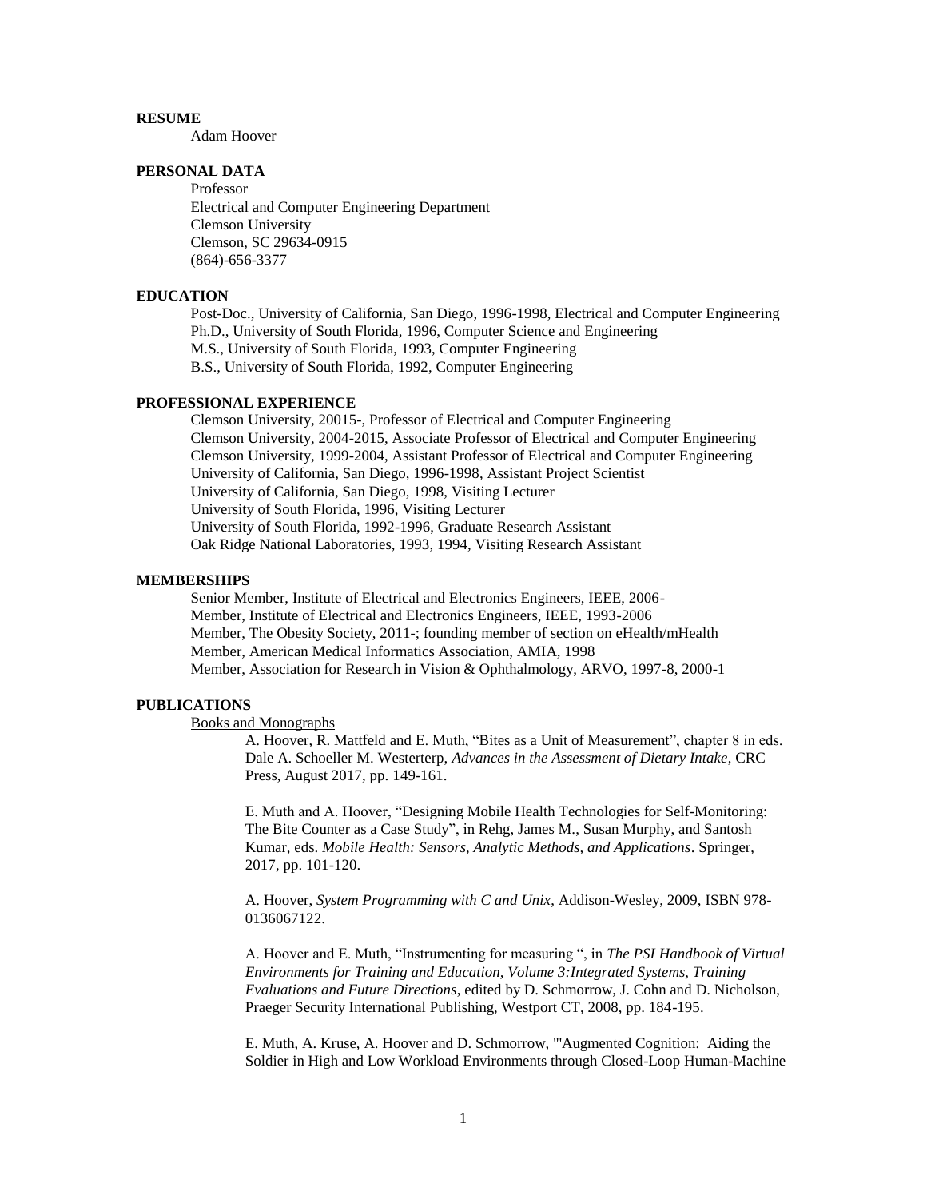**RESUME**

Adam Hoover

**PERSONAL DATA**

Professor
Electrical and Computer Engineering Department
Clemson University
Clemson, SC 29634-0915
(864)-656-3377

**EDUCATION**

Post-Doc., University of California, San Diego, 1996-1998, Electrical and Computer Engineering
Ph.D., University of South Florida, 1996, Computer Science and Engineering
M.S., University of South Florida, 1993, Computer Engineering
B.S., University of South Florida, 1992, Computer Engineering

**PROFESSIONAL EXPERIENCE**

Clemson University, 20015-, Professor of Electrical and Computer Engineering
Clemson University, 2004-2015, Associate Professor of Electrical and Computer Engineering
Clemson University, 1999-2004, Assistant Professor of Electrical and Computer Engineering
University of California, San Diego, 1996-1998, Assistant Project Scientist
University of California, San Diego, 1998, Visiting Lecturer
University of South Florida, 1996, Visiting Lecturer
University of South Florida, 1992-1996, Graduate Research Assistant
Oak Ridge National Laboratories, 1993, 1994, Visiting Research Assistant

**MEMBERSHIPS**

Senior Member, Institute of Electrical and Electronics Engineers, IEEE, 2006-
Member, Institute of Electrical and Electronics Engineers, IEEE, 1993-2006
Member, The Obesity Society, 2011-; founding member of section on eHealth/mHealth
Member, American Medical Informatics Association, AMIA, 1998
Member, Association for Research in Vision & Ophthalmology, ARVO, 1997-8, 2000-1

**PUBLICATIONS**

Books and Monographs

A. Hoover, R. Mattfeld and E. Muth, "Bites as a Unit of Measurement", chapter 8 in eds. Dale A. Schoeller M. Westerterp, *Advances in the Assessment of Dietary Intake*, CRC Press, August 2017, pp. 149-161.

E. Muth and A. Hoover, "Designing Mobile Health Technologies for Self-Monitoring: The Bite Counter as a Case Study", in Rehg, James M., Susan Murphy, and Santosh Kumar, eds. *Mobile Health: Sensors, Analytic Methods, and Applications*. Springer, 2017, pp. 101-120.

A. Hoover, *System Programming with C and Unix*, Addison-Wesley, 2009, ISBN 978-0136067122.

A. Hoover and E. Muth, "Instrumenting for measuring ", in *The PSI Handbook of Virtual Environments for Training and Education, Volume 3:Integrated Systems, Training Evaluations and Future Directions*, edited by D. Schmorrow, J. Cohn and D. Nicholson, Praeger Security International Publishing, Westport CT, 2008, pp. 184-195.

E. Muth, A. Kruse, A. Hoover and D. Schmorrow, "'Augmented Cognition: Aiding the Soldier in High and Low Workload Environments through Closed-Loop Human-Machine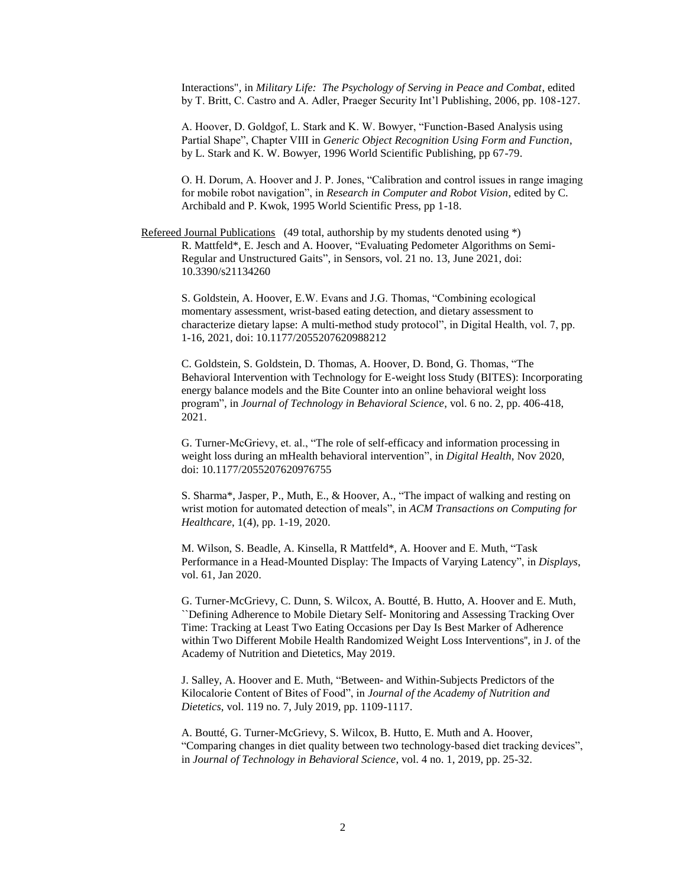Interactions", in *Military Life: The Psychology of Serving in Peace and Combat*, edited by T. Britt, C. Castro and A. Adler, Praeger Security Int'l Publishing, 2006, pp. 108-127.

A. Hoover, D. Goldgof, L. Stark and K. W. Bowyer, "Function-Based Analysis using Partial Shape", Chapter VIII in *Generic Object Recognition Using Form and Function*, by L. Stark and K. W. Bowyer, 1996 World Scientific Publishing, pp 67-79.

O. H. Dorum, A. Hoover and J. P. Jones, "Calibration and control issues in range imaging for mobile robot navigation", in *Research in Computer and Robot Vision*, edited by C. Archibald and P. Kwok, 1995 World Scientific Press, pp 1-18.

Refereed Journal Publications (49 total, authorship by my students denoted using *)

R. Mattfeld*, E. Jesch and A. Hoover, "Evaluating Pedometer Algorithms on Semi-Regular and Unstructured Gaits", in Sensors, vol. 21 no. 13, June 2021, doi: 10.3390/s21134260

S. Goldstein, A. Hoover, E.W. Evans and J.G. Thomas, "Combining ecological momentary assessment, wrist-based eating detection, and dietary assessment to characterize dietary lapse: A multi-method study protocol", in Digital Health, vol. 7, pp. 1-16, 2021, doi: 10.1177/2055207620988212

C. Goldstein, S. Goldstein, D. Thomas, A. Hoover, D. Bond, G. Thomas, "The Behavioral Intervention with Technology for E-weight loss Study (BITES): Incorporating energy balance models and the Bite Counter into an online behavioral weight loss program", in *Journal of Technology in Behavioral Science*, vol. 6 no. 2, pp. 406-418, 2021.

G. Turner-McGrievy, et. al., "The role of self-efficacy and information processing in weight loss during an mHealth behavioral intervention", in *Digital Health*, Nov 2020, doi: 10.1177/2055207620976755

S. Sharma*, Jasper, P., Muth, E., & Hoover, A., "The impact of walking and resting on wrist motion for automated detection of meals", in *ACM Transactions on Computing for Healthcare*, 1(4), pp. 1-19, 2020.

M. Wilson, S. Beadle, A. Kinsella, R Mattfeld*, A. Hoover and E. Muth, "Task Performance in a Head-Mounted Display: The Impacts of Varying Latency", in *Displays*, vol. 61, Jan 2020.

G. Turner-McGrievy, C. Dunn, S. Wilcox, A. Boutté, B. Hutto, A. Hoover and E. Muth, ``Defining Adherence to Mobile Dietary Self- Monitoring and Assessing Tracking Over Time: Tracking at Least Two Eating Occasions per Day Is Best Marker of Adherence within Two Different Mobile Health Randomized Weight Loss Interventions", in J. of the Academy of Nutrition and Dietetics, May 2019.

J. Salley, A. Hoover and E. Muth, "Between- and Within-Subjects Predictors of the Kilocalorie Content of Bites of Food", in *Journal of the Academy of Nutrition and Dietetics*, vol. 119 no. 7, July 2019, pp. 1109-1117.

A. Boutté, G. Turner-McGrievy, S. Wilcox, B. Hutto, E. Muth and A. Hoover, "Comparing changes in diet quality between two technology-based diet tracking devices", in *Journal of Technology in Behavioral Science*, vol. 4 no. 1, 2019, pp. 25-32.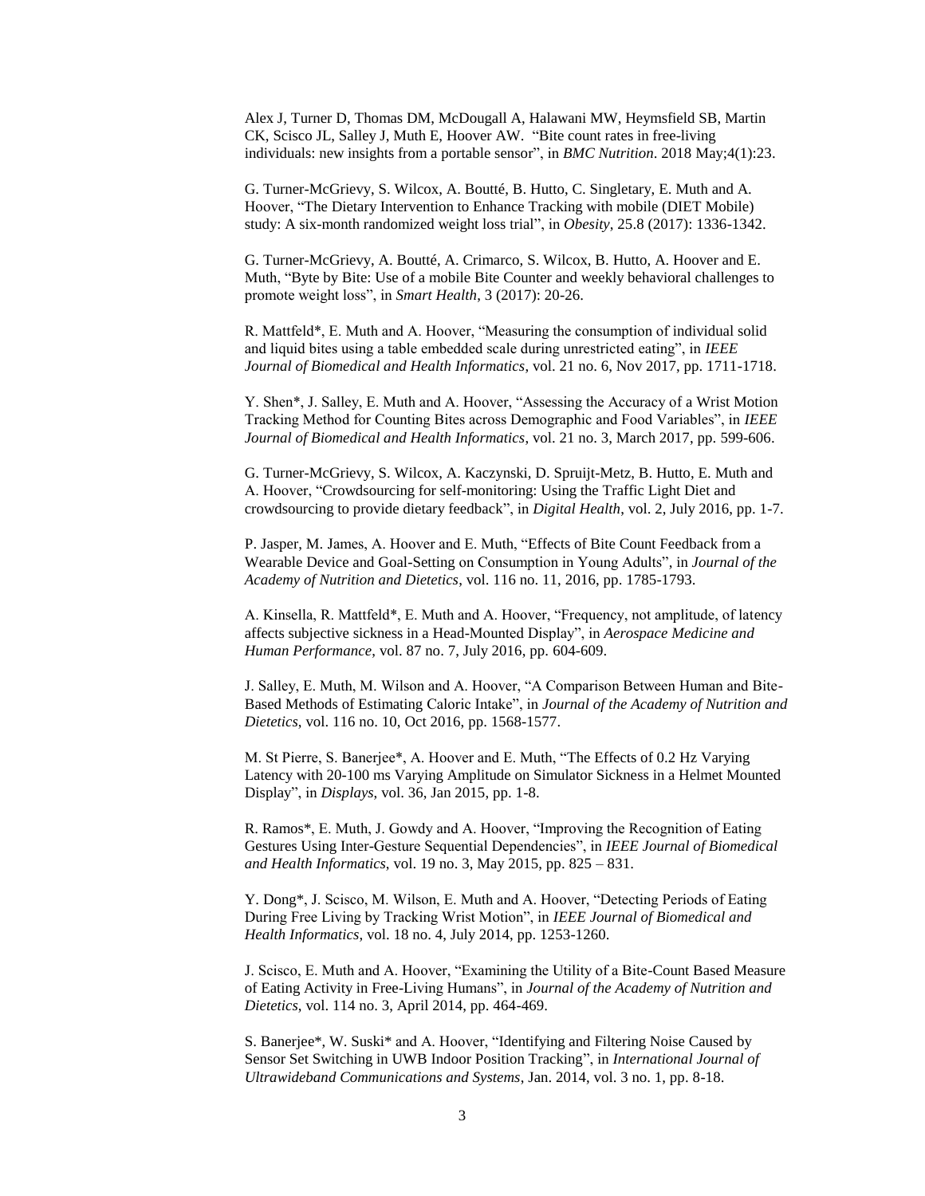Alex J, Turner D, Thomas DM, McDougall A, Halawani MW, Heymsfield SB, Martin CK, Scisco JL, Salley J, Muth E, Hoover AW. "Bite count rates in free-living individuals: new insights from a portable sensor", in *BMC Nutrition*. 2018 May;4(1):23.

G. Turner-McGrievy, S. Wilcox, A. Boutté, B. Hutto, C. Singletary, E. Muth and A. Hoover, "The Dietary Intervention to Enhance Tracking with mobile (DIET Mobile) study: A six-month randomized weight loss trial", in *Obesity*, 25.8 (2017): 1336-1342.

G. Turner-McGrievy, A. Boutté, A. Crimarco, S. Wilcox, B. Hutto, A. Hoover and E. Muth, "Byte by Bite: Use of a mobile Bite Counter and weekly behavioral challenges to promote weight loss", in *Smart Health*, 3 (2017): 20-26.

R. Mattfeld*, E. Muth and A. Hoover, "Measuring the consumption of individual solid and liquid bites using a table embedded scale during unrestricted eating", in *IEEE Journal of Biomedical and Health Informatics*, vol. 21 no. 6, Nov 2017, pp. 1711-1718.

Y. Shen*, J. Salley, E. Muth and A. Hoover, "Assessing the Accuracy of a Wrist Motion Tracking Method for Counting Bites across Demographic and Food Variables", in *IEEE Journal of Biomedical and Health Informatics*, vol. 21 no. 3, March 2017, pp. 599-606.

G. Turner-McGrievy, S. Wilcox, A. Kaczynski, D. Spruijt-Metz, B. Hutto, E. Muth and A. Hoover, "Crowdsourcing for self-monitoring: Using the Traffic Light Diet and crowdsourcing to provide dietary feedback", in *Digital Health*, vol. 2, July 2016, pp. 1-7.

P. Jasper, M. James, A. Hoover and E. Muth, "Effects of Bite Count Feedback from a Wearable Device and Goal-Setting on Consumption in Young Adults", in *Journal of the Academy of Nutrition and Dietetics*, vol. 116 no. 11, 2016, pp. 1785-1793.

A. Kinsella, R. Mattfeld*, E. Muth and A. Hoover, "Frequency, not amplitude, of latency affects subjective sickness in a Head-Mounted Display", in *Aerospace Medicine and Human Performance*, vol. 87 no. 7, July 2016, pp. 604-609.

J. Salley, E. Muth, M. Wilson and A. Hoover, "A Comparison Between Human and Bite-Based Methods of Estimating Caloric Intake", in *Journal of the Academy of Nutrition and Dietetics*, vol. 116 no. 10, Oct 2016, pp. 1568-1577.

M. St Pierre, S. Banerjee*, A. Hoover and E. Muth, "The Effects of 0.2 Hz Varying Latency with 20-100 ms Varying Amplitude on Simulator Sickness in a Helmet Mounted Display", in *Displays*, vol. 36, Jan 2015, pp. 1-8.

R. Ramos*, E. Muth, J. Gowdy and A. Hoover, "Improving the Recognition of Eating Gestures Using Inter-Gesture Sequential Dependencies", in *IEEE Journal of Biomedical and Health Informatics*, vol. 19 no. 3, May 2015, pp. 825 – 831.

Y. Dong*, J. Scisco, M. Wilson, E. Muth and A. Hoover, "Detecting Periods of Eating During Free Living by Tracking Wrist Motion", in *IEEE Journal of Biomedical and Health Informatics*, vol. 18 no. 4, July 2014, pp. 1253-1260.

J. Scisco, E. Muth and A. Hoover, "Examining the Utility of a Bite-Count Based Measure of Eating Activity in Free-Living Humans", in *Journal of the Academy of Nutrition and Dietetics*, vol. 114 no. 3, April 2014, pp. 464-469.

S. Banerjee*, W. Suski* and A. Hoover, "Identifying and Filtering Noise Caused by Sensor Set Switching in UWB Indoor Position Tracking", in *International Journal of Ultrawideband Communications and Systems*, Jan. 2014, vol. 3 no. 1, pp. 8-18.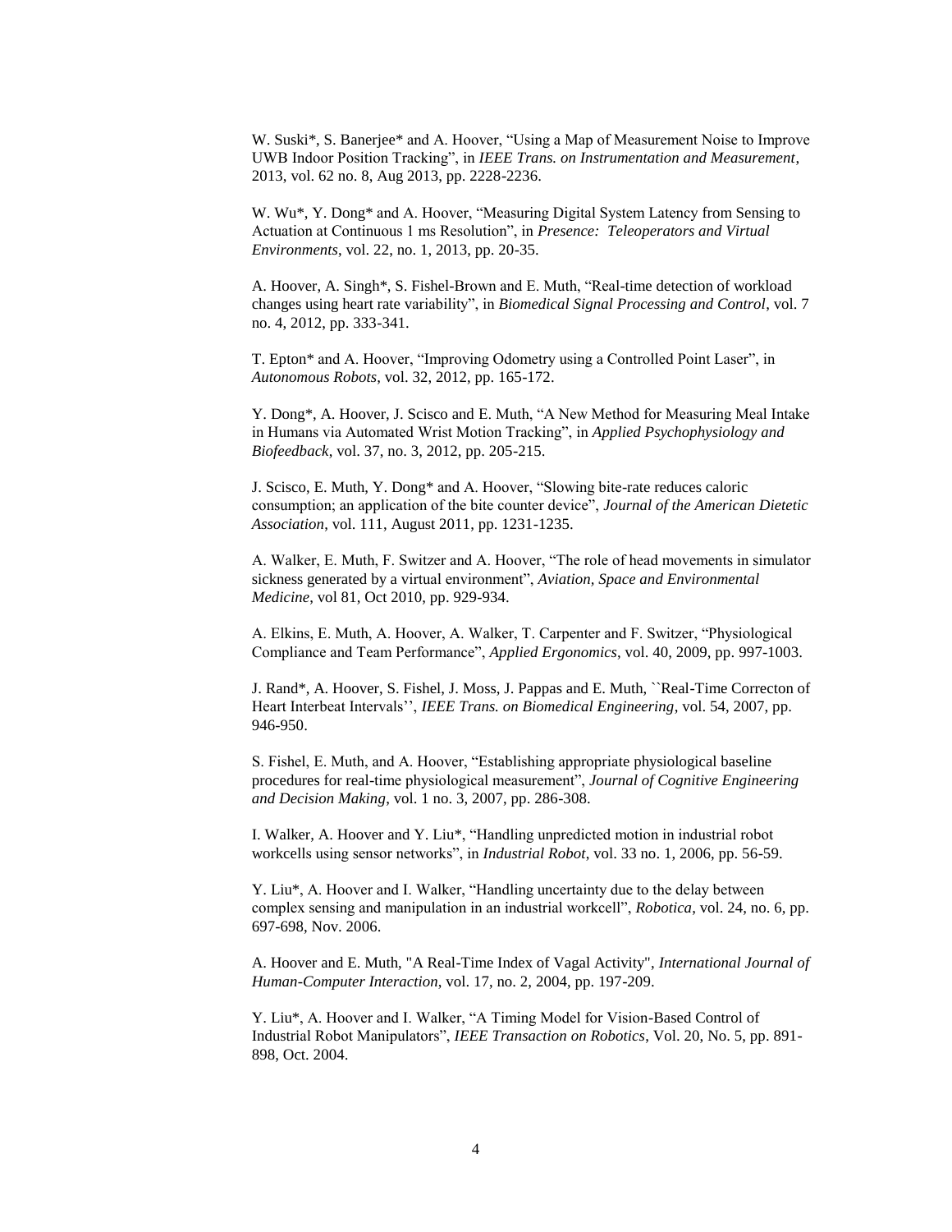W. Suski*, S. Banerjee* and A. Hoover, "Using a Map of Measurement Noise to Improve UWB Indoor Position Tracking", in *IEEE Trans. on Instrumentation and Measurement*, 2013, vol. 62 no. 8, Aug 2013, pp. 2228-2236.

W. Wu*, Y. Dong* and A. Hoover, "Measuring Digital System Latency from Sensing to Actuation at Continuous 1 ms Resolution", in *Presence: Teleoperators and Virtual Environments*, vol. 22, no. 1, 2013, pp. 20-35.

A. Hoover, A. Singh*, S. Fishel-Brown and E. Muth, "Real-time detection of workload changes using heart rate variability", in *Biomedical Signal Processing and Control*, vol. 7 no. 4, 2012, pp. 333-341.

T. Epton* and A. Hoover, "Improving Odometry using a Controlled Point Laser", in *Autonomous Robots*, vol. 32, 2012, pp. 165-172.

Y. Dong*, A. Hoover, J. Scisco and E. Muth, "A New Method for Measuring Meal Intake in Humans via Automated Wrist Motion Tracking", in *Applied Psychophysiology and Biofeedback*, vol. 37, no. 3, 2012, pp. 205-215.

J. Scisco, E. Muth, Y. Dong* and A. Hoover, "Slowing bite-rate reduces caloric consumption; an application of the bite counter device", *Journal of the American Dietetic Association*, vol. 111, August 2011, pp. 1231-1235.

A. Walker, E. Muth, F. Switzer and A. Hoover, "The role of head movements in simulator sickness generated by a virtual environment", *Aviation, Space and Environmental Medicine*, vol 81, Oct 2010, pp. 929-934.

A. Elkins, E. Muth, A. Hoover, A. Walker, T. Carpenter and F. Switzer, "Physiological Compliance and Team Performance", *Applied Ergonomics*, vol. 40, 2009, pp. 997-1003.

J. Rand*, A. Hoover, S. Fishel, J. Moss, J. Pappas and E. Muth, ``Real-Time Correcton of Heart Interbeat Intervals'', *IEEE Trans. on Biomedical Engineering*, vol. 54, 2007, pp. 946-950.

S. Fishel, E. Muth, and A. Hoover, "Establishing appropriate physiological baseline procedures for real-time physiological measurement", *Journal of Cognitive Engineering and Decision Making*, vol. 1 no. 3, 2007, pp. 286-308.

I. Walker, A. Hoover and Y. Liu*, "Handling unpredicted motion in industrial robot workcells using sensor networks", in *Industrial Robot*, vol. 33 no. 1, 2006, pp. 56-59.

Y. Liu*, A. Hoover and I. Walker, "Handling uncertainty due to the delay between complex sensing and manipulation in an industrial workcell", *Robotica*, vol. 24, no. 6, pp. 697-698, Nov. 2006.

A. Hoover and E. Muth, "A Real-Time Index of Vagal Activity", *International Journal of Human-Computer Interaction*, vol. 17, no. 2, 2004, pp. 197-209.

Y. Liu*, A. Hoover and I. Walker, "A Timing Model for Vision-Based Control of Industrial Robot Manipulators", *IEEE Transaction on Robotics*, Vol. 20, No. 5, pp. 891-898, Oct. 2004.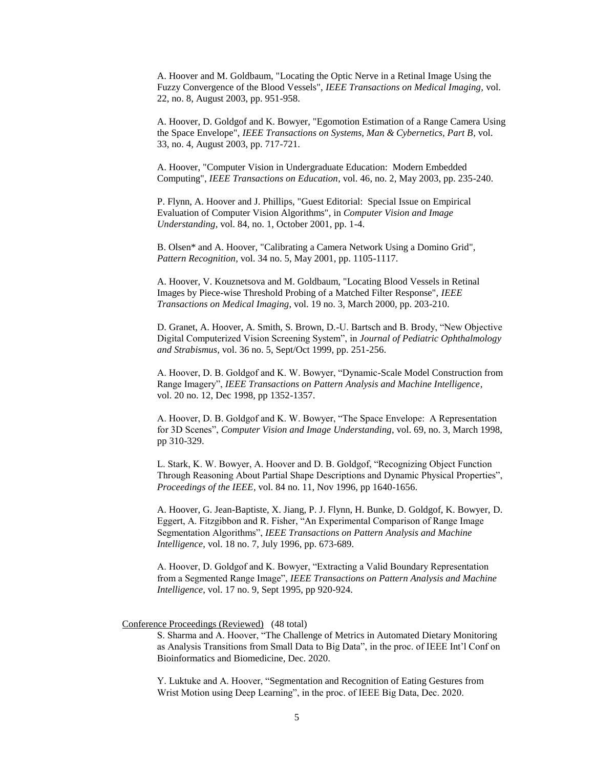A. Hoover and M. Goldbaum, "Locating the Optic Nerve in a Retinal Image Using the Fuzzy Convergence of the Blood Vessels", *IEEE Transactions on Medical Imaging,* vol. 22, no. 8, August 2003, pp. 951-958.

A. Hoover, D. Goldgof and K. Bowyer, "Egomotion Estimation of a Range Camera Using the Space Envelope", *IEEE Transactions on Systems, Man & Cybernetics, Part B*, vol. 33, no. 4, August 2003, pp. 717-721.

A. Hoover, "Computer Vision in Undergraduate Education: Modern Embedded Computing", *IEEE Transactions on Education*, vol. 46, no. 2, May 2003, pp. 235-240.

P. Flynn, A. Hoover and J. Phillips, "Guest Editorial: Special Issue on Empirical Evaluation of Computer Vision Algorithms", in *Computer Vision and Image Understanding*, vol. 84, no. 1, October 2001, pp. 1-4.

B. Olsen* and A. Hoover, "Calibrating a Camera Network Using a Domino Grid", *Pattern Recognition*, vol. 34 no. 5, May 2001, pp. 1105-1117.

A. Hoover, V. Kouznetsova and M. Goldbaum, "Locating Blood Vessels in Retinal Images by Piece-wise Threshold Probing of a Matched Filter Response", *IEEE Transactions on Medical Imaging*, vol. 19 no. 3, March 2000, pp. 203-210.

D. Granet, A. Hoover, A. Smith, S. Brown, D.-U. Bartsch and B. Brody, "New Objective Digital Computerized Vision Screening System", in *Journal of Pediatric Ophthalmology and Strabismus*, vol. 36 no. 5, Sept/Oct 1999, pp. 251-256.

A. Hoover, D. B. Goldgof and K. W. Bowyer, "Dynamic-Scale Model Construction from Range Imagery", *IEEE Transactions on Pattern Analysis and Machine Intelligence*, vol. 20 no. 12, Dec 1998, pp 1352-1357.

A. Hoover, D. B. Goldgof and K. W. Bowyer, "The Space Envelope: A Representation for 3D Scenes", *Computer Vision and Image Understanding*, vol. 69, no. 3, March 1998, pp 310-329.

L. Stark, K. W. Bowyer, A. Hoover and D. B. Goldgof, "Recognizing Object Function Through Reasoning About Partial Shape Descriptions and Dynamic Physical Properties", *Proceedings of the IEEE*, vol. 84 no. 11, Nov 1996, pp 1640-1656.

A. Hoover, G. Jean-Baptiste, X. Jiang, P. J. Flynn, H. Bunke, D. Goldgof, K. Bowyer, D. Eggert, A. Fitzgibbon and R. Fisher, "An Experimental Comparison of Range Image Segmentation Algorithms", *IEEE Transactions on Pattern Analysis and Machine Intelligence*, vol. 18 no. 7, July 1996, pp. 673-689.

A. Hoover, D. Goldgof and K. Bowyer, "Extracting a Valid Boundary Representation from a Segmented Range Image", *IEEE Transactions on Pattern Analysis and Machine Intelligence*, vol. 17 no. 9, Sept 1995, pp 920-924.

Conference Proceedings (Reviewed) (48 total)

S. Sharma and A. Hoover, "The Challenge of Metrics in Automated Dietary Monitoring as Analysis Transitions from Small Data to Big Data", in the proc. of IEEE Int'l Conf on Bioinformatics and Biomedicine, Dec. 2020.

Y. Luktuke and A. Hoover, "Segmentation and Recognition of Eating Gestures from Wrist Motion using Deep Learning", in the proc. of IEEE Big Data, Dec. 2020.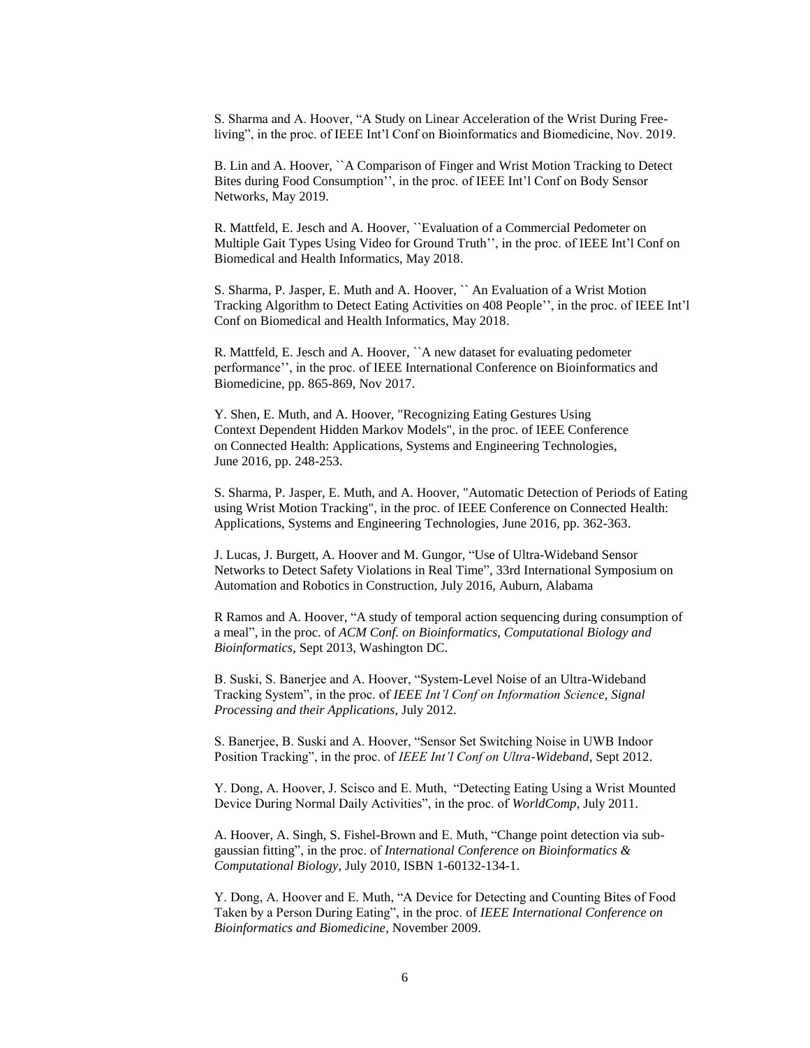S. Sharma and A. Hoover, "A Study on Linear Acceleration of the Wrist During Free-living", in the proc. of IEEE Int'l Conf on Bioinformatics and Biomedicine, Nov. 2019.

B. Lin and A. Hoover, ``A Comparison of Finger and Wrist Motion Tracking to Detect Bites during Food Consumption'', in the proc. of IEEE Int'l Conf on Body Sensor Networks, May 2019.

R. Mattfeld, E. Jesch and A. Hoover, ``Evaluation of a Commercial Pedometer on Multiple Gait Types Using Video for Ground Truth'', in the proc. of IEEE Int'l Conf on Biomedical and Health Informatics, May 2018.

S. Sharma, P. Jasper, E. Muth and A. Hoover, `` An Evaluation of a Wrist Motion Tracking Algorithm to Detect Eating Activities on 408 People'', in the proc. of IEEE Int'l Conf on Biomedical and Health Informatics, May 2018.

R. Mattfeld, E. Jesch and A. Hoover, ``A new dataset for evaluating pedometer performance'', in the proc. of IEEE International Conference on Bioinformatics and Biomedicine, pp. 865-869, Nov 2017.

Y. Shen, E. Muth, and A. Hoover, "Recognizing Eating Gestures Using Context Dependent Hidden Markov Models", in the proc. of IEEE Conference on Connected Health: Applications, Systems and Engineering Technologies, June 2016, pp. 248-253.

S. Sharma, P. Jasper, E. Muth, and A. Hoover, "Automatic Detection of Periods of Eating using Wrist Motion Tracking", in the proc. of IEEE Conference on Connected Health: Applications, Systems and Engineering Technologies, June 2016, pp. 362-363.

J. Lucas, J. Burgett, A. Hoover and M. Gungor, "Use of Ultra-Wideband Sensor Networks to Detect Safety Violations in Real Time", 33rd International Symposium on Automation and Robotics in Construction, July 2016, Auburn, Alabama

R Ramos and A. Hoover, "A study of temporal action sequencing during consumption of a meal", in the proc. of *ACM Conf. on Bioinformatics, Computational Biology and Bioinformatics*, Sept 2013, Washington DC.

B. Suski, S. Banerjee and A. Hoover, "System-Level Noise of an Ultra-Wideband Tracking System", in the proc. of *IEEE Int'l Conf on Information Science, Signal Processing and their Applications*, July 2012.

S. Banerjee, B. Suski and A. Hoover, "Sensor Set Switching Noise in UWB Indoor Position Tracking", in the proc. of *IEEE Int'l Conf on Ultra-Wideband*, Sept 2012.

Y. Dong, A. Hoover, J. Scisco and E. Muth, "Detecting Eating Using a Wrist Mounted Device During Normal Daily Activities", in the proc. of *WorldComp*, July 2011.

A. Hoover, A. Singh, S. Fishel-Brown and E. Muth, "Change point detection via sub-gaussian fitting", in the proc. of *International Conference on Bioinformatics & Computational Biology*, July 2010, ISBN 1-60132-134-1.

Y. Dong, A. Hoover and E. Muth, "A Device for Detecting and Counting Bites of Food Taken by a Person During Eating", in the proc. of *IEEE International Conference on Bioinformatics and Biomedicine*, November 2009.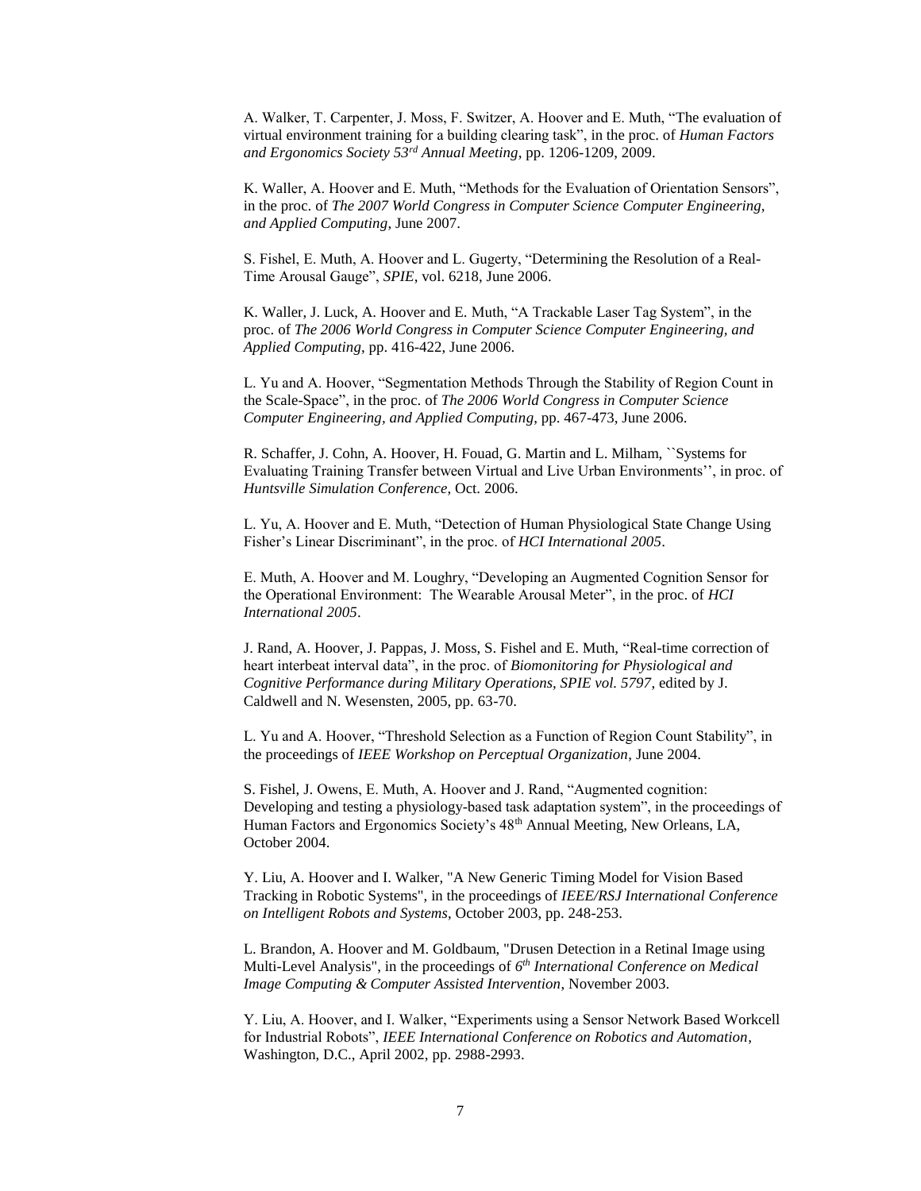A. Walker, T. Carpenter, J. Moss, F. Switzer, A. Hoover and E. Muth, "The evaluation of virtual environment training for a building clearing task", in the proc. of *Human Factors and Ergonomics Society 53rd Annual Meeting*, pp. 1206-1209, 2009.

K. Waller, A. Hoover and E. Muth, "Methods for the Evaluation of Orientation Sensors", in the proc. of *The 2007 World Congress in Computer Science Computer Engineering, and Applied Computing*, June 2007.

S. Fishel, E. Muth, A. Hoover and L. Gugerty, "Determining the Resolution of a Real-Time Arousal Gauge", *SPIE*, vol. 6218, June 2006.

K. Waller, J. Luck, A. Hoover and E. Muth, "A Trackable Laser Tag System", in the proc. of *The 2006 World Congress in Computer Science Computer Engineering, and Applied Computing*, pp. 416-422, June 2006.

L. Yu and A. Hoover, "Segmentation Methods Through the Stability of Region Count in the Scale-Space", in the proc. of *The 2006 World Congress in Computer Science Computer Engineering, and Applied Computing*, pp. 467-473, June 2006.

R. Schaffer, J. Cohn, A. Hoover, H. Fouad, G. Martin and L. Milham, ``Systems for Evaluating Training Transfer between Virtual and Live Urban Environments'', in proc. of *Huntsville Simulation Conference*, Oct. 2006.

L. Yu, A. Hoover and E. Muth, "Detection of Human Physiological State Change Using Fisher's Linear Discriminant", in the proc. of *HCI International 2005*.

E. Muth, A. Hoover and M. Loughry, "Developing an Augmented Cognition Sensor for the Operational Environment: The Wearable Arousal Meter", in the proc. of *HCI International 2005*.

J. Rand, A. Hoover, J. Pappas, J. Moss, S. Fishel and E. Muth, "Real-time correction of heart interbeat interval data", in the proc. of *Biomonitoring for Physiological and Cognitive Performance during Military Operations, SPIE vol. 5797*, edited by J. Caldwell and N. Wesensten, 2005, pp. 63-70.

L. Yu and A. Hoover, "Threshold Selection as a Function of Region Count Stability", in the proceedings of *IEEE Workshop on Perceptual Organization*, June 2004.

S. Fishel, J. Owens, E. Muth, A. Hoover and J. Rand, "Augmented cognition: Developing and testing a physiology-based task adaptation system", in the proceedings of Human Factors and Ergonomics Society's 48th Annual Meeting, New Orleans, LA, October 2004.

Y. Liu, A. Hoover and I. Walker, "A New Generic Timing Model for Vision Based Tracking in Robotic Systems", in the proceedings of *IEEE/RSJ International Conference on Intelligent Robots and Systems*, October 2003, pp. 248-253.

L. Brandon, A. Hoover and M. Goldbaum, "Drusen Detection in a Retinal Image using Multi-Level Analysis", in the proceedings of *6th International Conference on Medical Image Computing & Computer Assisted Intervention*, November 2003.

Y. Liu, A. Hoover, and I. Walker, "Experiments using a Sensor Network Based Workcell for Industrial Robots", *IEEE International Conference on Robotics and Automation*, Washington, D.C., April 2002, pp. 2988-2993.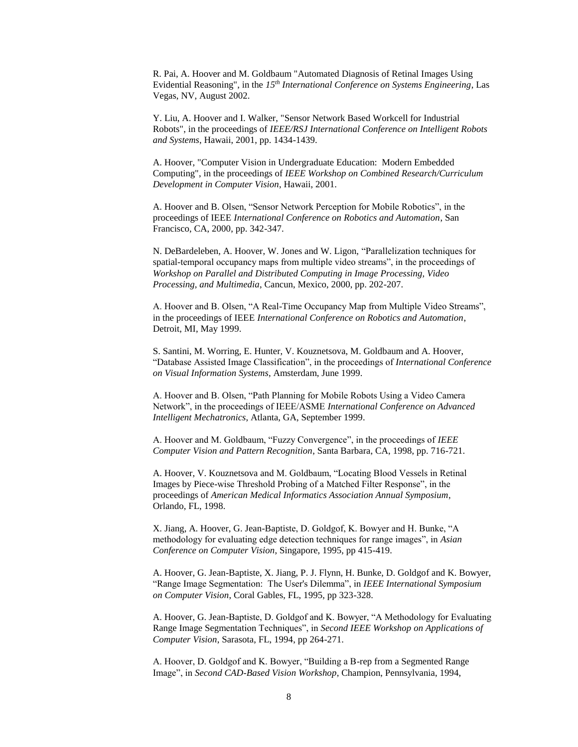R. Pai, A. Hoover and M. Goldbaum "Automated Diagnosis of Retinal Images Using Evidential Reasoning", in the *15th International Conference on Systems Engineering*, Las Vegas, NV, August 2002.

Y. Liu, A. Hoover and I. Walker, "Sensor Network Based Workcell for Industrial Robots", in the proceedings of *IEEE/RSJ International Conference on Intelligent Robots and Systems*, Hawaii, 2001, pp. 1434-1439.

A. Hoover, "Computer Vision in Undergraduate Education: Modern Embedded Computing", in the proceedings of *IEEE Workshop on Combined Research/Curriculum Development in Computer Vision*, Hawaii, 2001.

A. Hoover and B. Olsen, "Sensor Network Perception for Mobile Robotics", in the proceedings of IEEE *International Conference on Robotics and Automation*, San Francisco, CA, 2000, pp. 342-347.

N. DeBardeleben, A. Hoover, W. Jones and W. Ligon, "Parallelization techniques for spatial-temporal occupancy maps from multiple video streams", in the proceedings of *Workshop on Parallel and Distributed Computing in Image Processing, Video Processing, and Multimedia*, Cancun, Mexico, 2000, pp. 202-207.

A. Hoover and B. Olsen, "A Real-Time Occupancy Map from Multiple Video Streams", in the proceedings of IEEE *International Conference on Robotics and Automation*, Detroit, MI, May 1999.

S. Santini, M. Worring, E. Hunter, V. Kouznetsova, M. Goldbaum and A. Hoover, "Database Assisted Image Classification", in the proceedings of *International Conference on Visual Information Systems*, Amsterdam, June 1999.

A. Hoover and B. Olsen, "Path Planning for Mobile Robots Using a Video Camera Network", in the proceedings of IEEE/ASME *International Conference on Advanced Intelligent Mechatronics*, Atlanta, GA, September 1999.

A. Hoover and M. Goldbaum, "Fuzzy Convergence", in the proceedings of *IEEE Computer Vision and Pattern Recognition*, Santa Barbara, CA, 1998, pp. 716-721.

A. Hoover, V. Kouznetsova and M. Goldbaum, "Locating Blood Vessels in Retinal Images by Piece-wise Threshold Probing of a Matched Filter Response", in the proceedings of *American Medical Informatics Association Annual Symposium*, Orlando, FL, 1998.

X. Jiang, A. Hoover, G. Jean-Baptiste, D. Goldgof, K. Bowyer and H. Bunke, "A methodology for evaluating edge detection techniques for range images", in *Asian Conference on Computer Vision*, Singapore, 1995, pp 415-419.

A. Hoover, G. Jean-Baptiste, X. Jiang, P. J. Flynn, H. Bunke, D. Goldgof and K. Bowyer, "Range Image Segmentation: The User's Dilemma", in *IEEE International Symposium on Computer Vision*, Coral Gables, FL, 1995, pp 323-328.

A. Hoover, G. Jean-Baptiste, D. Goldgof and K. Bowyer, "A Methodology for Evaluating Range Image Segmentation Techniques", in *Second IEEE Workshop on Applications of Computer Vision*, Sarasota, FL, 1994, pp 264-271.

A. Hoover, D. Goldgof and K. Bowyer, "Building a B-rep from a Segmented Range Image", in *Second CAD-Based Vision Workshop*, Champion, Pennsylvania, 1994,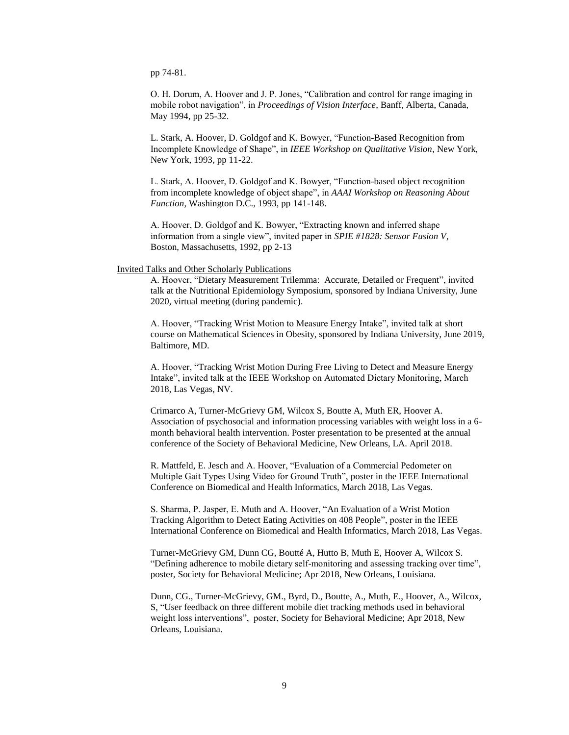pp 74-81.

O. H. Dorum, A. Hoover and J. P. Jones, “Calibration and control for range imaging in mobile robot navigation”, in *Proceedings of Vision Interface*, Banff, Alberta, Canada, May 1994, pp 25-32.

L. Stark, A. Hoover, D. Goldgof and K. Bowyer, “Function-Based Recognition from Incomplete Knowledge of Shape”, in *IEEE Workshop on Qualitative Vision*, New York, New York, 1993, pp 11-22.

L. Stark, A. Hoover, D. Goldgof and K. Bowyer, “Function-based object recognition from incomplete knowledge of object shape”, in *AAAI Workshop on Reasoning About Function*, Washington D.C., 1993, pp 141-148.

A. Hoover, D. Goldgof and K. Bowyer, “Extracting known and inferred shape information from a single view”, invited paper in *SPIE #1828: Sensor Fusion V*, Boston, Massachusetts, 1992, pp 2-13

<u>Invited Talks and Other Scholarly Publications</u>

A. Hoover, “Dietary Measurement Trilemma: Accurate, Detailed or Frequent”, invited talk at the Nutritional Epidemiology Symposium, sponsored by Indiana University, June 2020, virtual meeting (during pandemic).

A. Hoover, “Tracking Wrist Motion to Measure Energy Intake”, invited talk at short course on Mathematical Sciences in Obesity, sponsored by Indiana University, June 2019, Baltimore, MD.

A. Hoover, “Tracking Wrist Motion During Free Living to Detect and Measure Energy Intake”, invited talk at the IEEE Workshop on Automated Dietary Monitoring, March 2018, Las Vegas, NV.

Crimarco A, Turner-McGrievy GM, Wilcox S, Boutte A, Muth ER, Hoover A. Association of psychosocial and information processing variables with weight loss in a 6-month behavioral health intervention. Poster presentation to be presented at the annual conference of the Society of Behavioral Medicine, New Orleans, LA. April 2018.

R. Mattfeld, E. Jesch and A. Hoover, “Evaluation of a Commercial Pedometer on Multiple Gait Types Using Video for Ground Truth”, poster in the IEEE International Conference on Biomedical and Health Informatics, March 2018, Las Vegas.

S. Sharma, P. Jasper, E. Muth and A. Hoover, “An Evaluation of a Wrist Motion Tracking Algorithm to Detect Eating Activities on 408 People”, poster in the IEEE International Conference on Biomedical and Health Informatics, March 2018, Las Vegas.

Turner-McGrievy GM, Dunn CG, Boutté A, Hutto B, Muth E, Hoover A, Wilcox S. “Defining adherence to mobile dietary self-monitoring and assessing tracking over time”, poster, Society for Behavioral Medicine; Apr 2018, New Orleans, Louisiana.

Dunn, CG., Turner-McGrievy, GM., Byrd, D., Boutte, A., Muth, E., Hoover, A., Wilcox, S, “User feedback on three different mobile diet tracking methods used in behavioral weight loss interventions”, poster, Society for Behavioral Medicine; Apr 2018, New Orleans, Louisiana.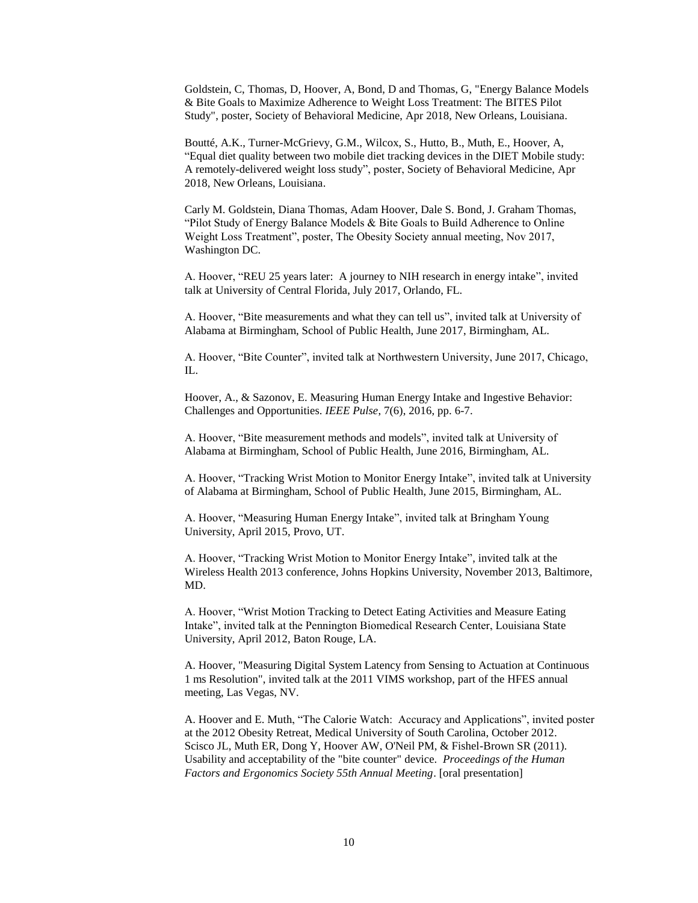Goldstein, C, Thomas, D, Hoover, A, Bond, D and Thomas, G, "Energy Balance Models & Bite Goals to Maximize Adherence to Weight Loss Treatment: The BITES Pilot Study", poster, Society of Behavioral Medicine, Apr 2018, New Orleans, Louisiana.

Boutté, A.K., Turner-McGrievy, G.M., Wilcox, S., Hutto, B., Muth, E., Hoover, A, "Equal diet quality between two mobile diet tracking devices in the DIET Mobile study: A remotely-delivered weight loss study", poster, Society of Behavioral Medicine, Apr 2018, New Orleans, Louisiana.

Carly M. Goldstein, Diana Thomas, Adam Hoover, Dale S. Bond, J. Graham Thomas, "Pilot Study of Energy Balance Models & Bite Goals to Build Adherence to Online Weight Loss Treatment", poster, The Obesity Society annual meeting, Nov 2017, Washington DC.

A. Hoover, "REU 25 years later: A journey to NIH research in energy intake", invited talk at University of Central Florida, July 2017, Orlando, FL.

A. Hoover, "Bite measurements and what they can tell us", invited talk at University of Alabama at Birmingham, School of Public Health, June 2017, Birmingham, AL.

A. Hoover, "Bite Counter", invited talk at Northwestern University, June 2017, Chicago, IL.

Hoover, A., & Sazonov, E. Measuring Human Energy Intake and Ingestive Behavior: Challenges and Opportunities. *IEEE Pulse*, 7(6), 2016, pp. 6-7.

A. Hoover, "Bite measurement methods and models", invited talk at University of Alabama at Birmingham, School of Public Health, June 2016, Birmingham, AL.

A. Hoover, "Tracking Wrist Motion to Monitor Energy Intake", invited talk at University of Alabama at Birmingham, School of Public Health, June 2015, Birmingham, AL.

A. Hoover, "Measuring Human Energy Intake", invited talk at Bringham Young University, April 2015, Provo, UT.

A. Hoover, "Tracking Wrist Motion to Monitor Energy Intake", invited talk at the Wireless Health 2013 conference, Johns Hopkins University, November 2013, Baltimore, MD.

A. Hoover, "Wrist Motion Tracking to Detect Eating Activities and Measure Eating Intake", invited talk at the Pennington Biomedical Research Center, Louisiana State University, April 2012, Baton Rouge, LA.

A. Hoover, "Measuring Digital System Latency from Sensing to Actuation at Continuous 1 ms Resolution", invited talk at the 2011 VIMS workshop, part of the HFES annual meeting, Las Vegas, NV.

A. Hoover and E. Muth, "The Calorie Watch: Accuracy and Applications", invited poster at the 2012 Obesity Retreat, Medical University of South Carolina, October 2012.
Scisco JL, Muth ER, Dong Y, Hoover AW, O'Neil PM, & Fishel-Brown SR (2011). Usability and acceptability of the "bite counter" device. *Proceedings of the Human Factors and Ergonomics Society 55th Annual Meeting*. [oral presentation]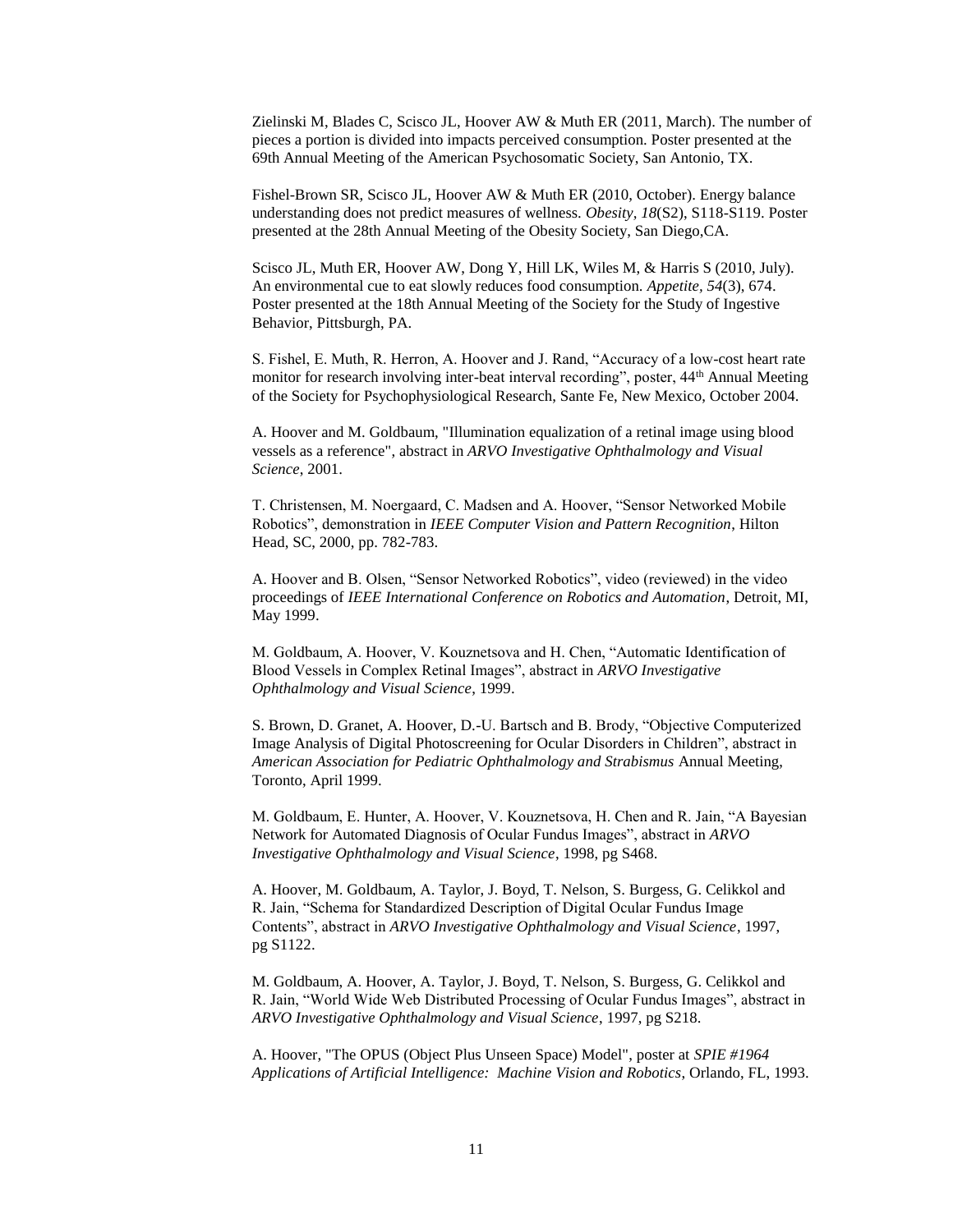Zielinski M, Blades C, Scisco JL, Hoover AW & Muth ER (2011, March). The number of pieces a portion is divided into impacts perceived consumption. Poster presented at the 69th Annual Meeting of the American Psychosomatic Society, San Antonio, TX.

Fishel-Brown SR, Scisco JL, Hoover AW & Muth ER (2010, October). Energy balance understanding does not predict measures of wellness. *Obesity, 18*(S2), S118-S119. Poster presented at the 28th Annual Meeting of the Obesity Society, San Diego,CA.

Scisco JL, Muth ER, Hoover AW, Dong Y, Hill LK, Wiles M, & Harris S (2010, July). An environmental cue to eat slowly reduces food consumption. *Appetite, 54*(3), 674. Poster presented at the 18th Annual Meeting of the Society for the Study of Ingestive Behavior, Pittsburgh, PA.

S. Fishel, E. Muth, R. Herron, A. Hoover and J. Rand, "Accuracy of a low-cost heart rate monitor for research involving inter-beat interval recording", poster, 44th Annual Meeting of the Society for Psychophysiological Research, Sante Fe, New Mexico, October 2004.

A. Hoover and M. Goldbaum, "Illumination equalization of a retinal image using blood vessels as a reference", abstract in *ARVO Investigative Ophthalmology and Visual Science*, 2001.

T. Christensen, M. Noergaard, C. Madsen and A. Hoover, "Sensor Networked Mobile Robotics", demonstration in *IEEE Computer Vision and Pattern Recognition*, Hilton Head, SC, 2000, pp. 782-783.

A. Hoover and B. Olsen, "Sensor Networked Robotics", video (reviewed) in the video proceedings of *IEEE International Conference on Robotics and Automation*, Detroit, MI, May 1999.

M. Goldbaum, A. Hoover, V. Kouznetsova and H. Chen, "Automatic Identification of Blood Vessels in Complex Retinal Images", abstract in *ARVO Investigative Ophthalmology and Visual Science*, 1999.

S. Brown, D. Granet, A. Hoover, D.-U. Bartsch and B. Brody, "Objective Computerized Image Analysis of Digital Photoscreening for Ocular Disorders in Children", abstract in *American Association for Pediatric Ophthalmology and Strabismus* Annual Meeting, Toronto, April 1999.

M. Goldbaum, E. Hunter, A. Hoover, V. Kouznetsova, H. Chen and R. Jain, "A Bayesian Network for Automated Diagnosis of Ocular Fundus Images", abstract in *ARVO Investigative Ophthalmology and Visual Science*, 1998, pg S468.

A. Hoover, M. Goldbaum, A. Taylor, J. Boyd, T. Nelson, S. Burgess, G. Celikkol and R. Jain, "Schema for Standardized Description of Digital Ocular Fundus Image Contents", abstract in *ARVO Investigative Ophthalmology and Visual Science*, 1997, pg S1122.

M. Goldbaum, A. Hoover, A. Taylor, J. Boyd, T. Nelson, S. Burgess, G. Celikkol and R. Jain, "World Wide Web Distributed Processing of Ocular Fundus Images", abstract in *ARVO Investigative Ophthalmology and Visual Science*, 1997, pg S218.

A. Hoover, "The OPUS (Object Plus Unseen Space) Model", poster at *SPIE #1964 Applications of Artificial Intelligence: Machine Vision and Robotics*, Orlando, FL, 1993.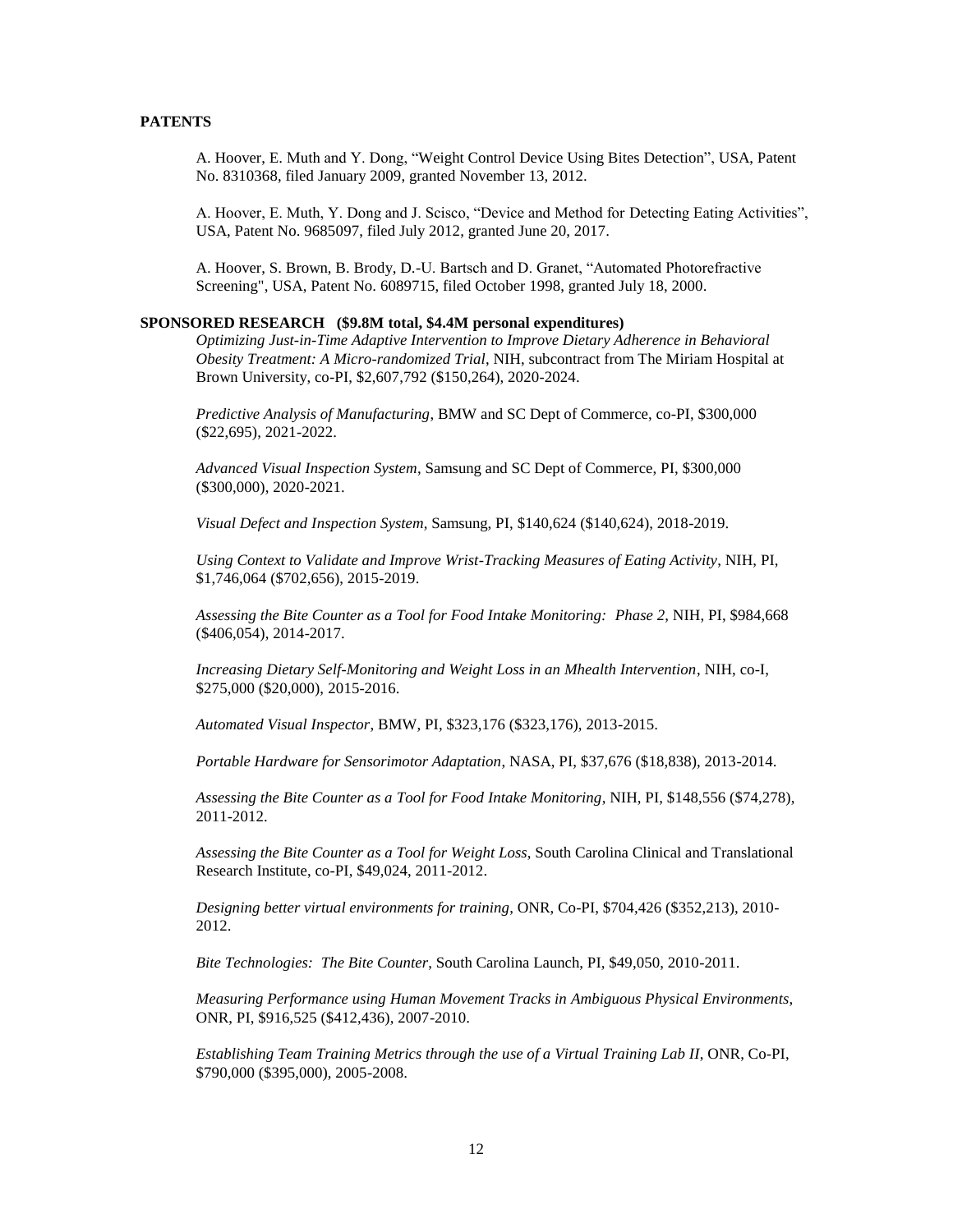**PATENTS**

A. Hoover, E. Muth and Y. Dong, “Weight Control Device Using Bites Detection”, USA, Patent No. 8310368, filed January 2009, granted November 13, 2012.

A. Hoover, E. Muth, Y. Dong and J. Scisco, “Device and Method for Detecting Eating Activities”, USA, Patent No. 9685097, filed July 2012, granted June 20, 2017.

A. Hoover, S. Brown, B. Brody, D.-U. Bartsch and D. Granet, “Automated Photorefractive Screening", USA, Patent No. 6089715, filed October 1998, granted July 18, 2000.

**SPONSORED RESEARCH (\$9.8M total, \$4.4M personal expenditures)**

*Optimizing Just-in-Time Adaptive Intervention to Improve Dietary Adherence in Behavioral Obesity Treatment: A Micro-randomized Trial*, NIH, subcontract from The Miriam Hospital at Brown University, co-PI, \$2,607,792 (\$150,264), 2020-2024.

*Predictive Analysis of Manufacturing*, BMW and SC Dept of Commerce, co-PI, \$300,000 (\$22,695), 2021-2022.

*Advanced Visual Inspection System*, Samsung and SC Dept of Commerce, PI, \$300,000 (\$300,000), 2020-2021.

*Visual Defect and Inspection System*, Samsung, PI, \$140,624 (\$140,624), 2018-2019.

*Using Context to Validate and Improve Wrist-Tracking Measures of Eating Activity*, NIH, PI, \$1,746,064 (\$702,656), 2015-2019.

*Assessing the Bite Counter as a Tool for Food Intake Monitoring: Phase 2*, NIH, PI, \$984,668 (\$406,054), 2014-2017.

*Increasing Dietary Self-Monitoring and Weight Loss in an Mhealth Intervention*, NIH, co-I, \$275,000 (\$20,000), 2015-2016.

*Automated Visual Inspector*, BMW, PI, \$323,176 (\$323,176), 2013-2015.

*Portable Hardware for Sensorimotor Adaptation*, NASA, PI, \$37,676 (\$18,838), 2013-2014.

*Assessing the Bite Counter as a Tool for Food Intake Monitoring*, NIH, PI, \$148,556 (\$74,278), 2011-2012.

*Assessing the Bite Counter as a Tool for Weight Loss*, South Carolina Clinical and Translational Research Institute, co-PI, \$49,024, 2011-2012.

*Designing better virtual environments for training*, ONR, Co-PI, \$704,426 (\$352,213), 2010-2012.

*Bite Technologies: The Bite Counter*, South Carolina Launch, PI, \$49,050, 2010-2011.

*Measuring Performance using Human Movement Tracks in Ambiguous Physical Environments*, ONR, PI, \$916,525 (\$412,436), 2007-2010.

*Establishing Team Training Metrics through the use of a Virtual Training Lab II*, ONR, Co-PI, \$790,000 (\$395,000), 2005-2008.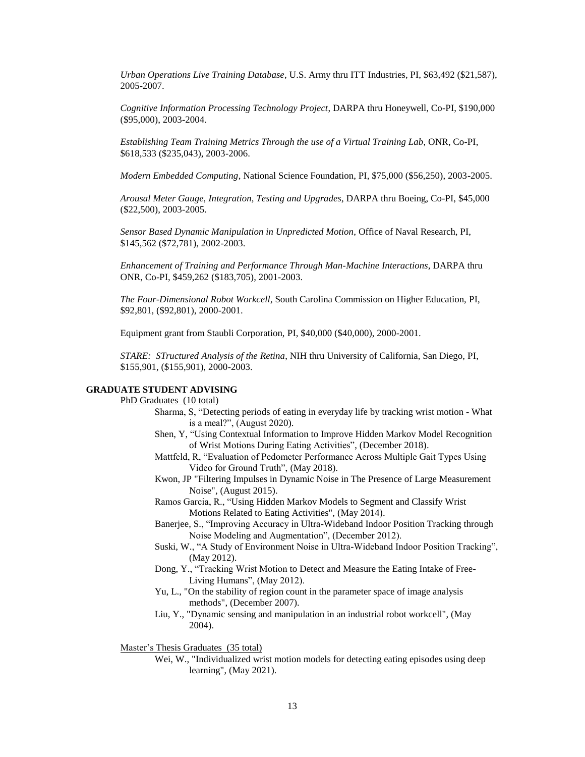*Urban Operations Live Training Database*, U.S. Army thru ITT Industries, PI, $63,492 ($21,587), 2005-2007.

*Cognitive Information Processing Technology Project*, DARPA thru Honeywell, Co-PI, $190,000 ($95,000), 2003-2004.

*Establishing Team Training Metrics Through the use of a Virtual Training Lab*, ONR, Co-PI, $618,533 ($235,043), 2003-2006.

*Modern Embedded Computing*, National Science Foundation, PI, $75,000 ($56,250), 2003-2005.

*Arousal Meter Gauge, Integration, Testing and Upgrades*, DARPA thru Boeing, Co-PI, $45,000 ($22,500), 2003-2005.

*Sensor Based Dynamic Manipulation in Unpredicted Motion*, Office of Naval Research, PI, $145,562 ($72,781), 2002-2003.

*Enhancement of Training and Performance Through Man-Machine Interactions*, DARPA thru ONR, Co-PI, $459,262 ($183,705), 2001-2003.

*The Four-Dimensional Robot Workcell*, South Carolina Commission on Higher Education, PI, $92,801, ($92,801), 2000-2001.

Equipment grant from Staubli Corporation, PI, $40,000 ($40,000), 2000-2001.

*STARE: STructured Analysis of the Retina*, NIH thru University of California, San Diego, PI, $155,901, ($155,901), 2000-2003.

## GRADUATE STUDENT ADVISING

<u>PhD Graduates (10 total)</u>

- Sharma, S, "Detecting periods of eating in everyday life by tracking wrist motion - What is a meal?", (August 2020).
- Shen, Y, "Using Contextual Information to Improve Hidden Markov Model Recognition of Wrist Motions During Eating Activities", (December 2018).
- Mattfeld, R, "Evaluation of Pedometer Performance Across Multiple Gait Types Using Video for Ground Truth", (May 2018).
- Kwon, JP "Filtering Impulses in Dynamic Noise in The Presence of Large Measurement Noise", (August 2015).
- Ramos Garcia, R., "Using Hidden Markov Models to Segment and Classify Wrist Motions Related to Eating Activities", (May 2014).
- Banerjee, S., "Improving Accuracy in Ultra-Wideband Indoor Position Tracking through Noise Modeling and Augmentation", (December 2012).
- Suski, W., "A Study of Environment Noise in Ultra-Wideband Indoor Position Tracking", (May 2012).
- Dong, Y., "Tracking Wrist Motion to Detect and Measure the Eating Intake of Free-Living Humans", (May 2012).
- Yu, L., "On the stability of region count in the parameter space of image analysis methods", (December 2007).
- Liu, Y., "Dynamic sensing and manipulation in an industrial robot workcell", (May 2004).

<u>Master's Thesis Graduates (35 total)</u>

- Wei, W., "Individualized wrist motion models for detecting eating episodes using deep learning", (May 2021).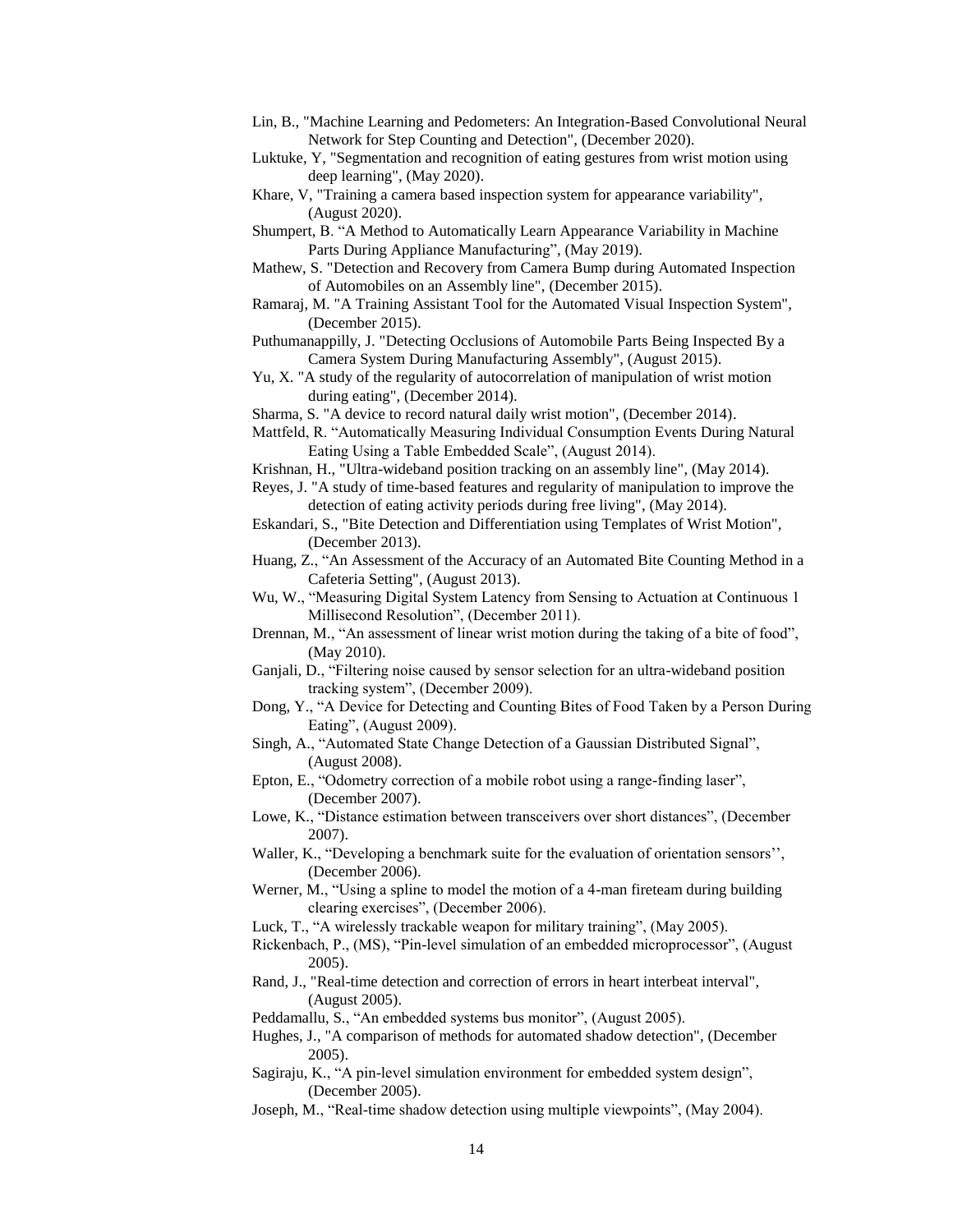Lin, B., "Machine Learning and Pedometers: An Integration-Based Convolutional Neural Network for Step Counting and Detection", (December 2020).

Luktuke, Y, "Segmentation and recognition of eating gestures from wrist motion using deep learning", (May 2020).

Khare, V, "Training a camera based inspection system for appearance variability", (August 2020).

Shumpert, B. "A Method to Automatically Learn Appearance Variability in Machine Parts During Appliance Manufacturing", (May 2019).

Mathew, S. "Detection and Recovery from Camera Bump during Automated Inspection of Automobiles on an Assembly line", (December 2015).

Ramaraj, M. "A Training Assistant Tool for the Automated Visual Inspection System", (December 2015).

Puthumanappilly, J. "Detecting Occlusions of Automobile Parts Being Inspected By a Camera System During Manufacturing Assembly", (August 2015).

Yu, X. "A study of the regularity of autocorrelation of manipulation of wrist motion during eating", (December 2014).

Sharma, S. "A device to record natural daily wrist motion", (December 2014).

Mattfeld, R. "Automatically Measuring Individual Consumption Events During Natural Eating Using a Table Embedded Scale", (August 2014).

Krishnan, H., "Ultra-wideband position tracking on an assembly line", (May 2014).

Reyes, J. "A study of time-based features and regularity of manipulation to improve the detection of eating activity periods during free living", (May 2014).

Eskandari, S., "Bite Detection and Differentiation using Templates of Wrist Motion", (December 2013).

Huang, Z., "An Assessment of the Accuracy of an Automated Bite Counting Method in a Cafeteria Setting", (August 2013).

Wu, W., "Measuring Digital System Latency from Sensing to Actuation at Continuous 1 Millisecond Resolution", (December 2011).

Drennan, M., "An assessment of linear wrist motion during the taking of a bite of food", (May 2010).

Ganjali, D., "Filtering noise caused by sensor selection for an ultra-wideband position tracking system", (December 2009).

Dong, Y., "A Device for Detecting and Counting Bites of Food Taken by a Person During Eating", (August 2009).

Singh, A., "Automated State Change Detection of a Gaussian Distributed Signal", (August 2008).

Epton, E., "Odometry correction of a mobile robot using a range-finding laser", (December 2007).

Lowe, K., "Distance estimation between transceivers over short distances", (December 2007).

Waller, K., "Developing a benchmark suite for the evaluation of orientation sensors'', (December 2006).

Werner, M., "Using a spline to model the motion of a 4-man fireteam during building clearing exercises", (December 2006).

Luck, T., "A wirelessly trackable weapon for military training", (May 2005).

Rickenbach, P., (MS), "Pin-level simulation of an embedded microprocessor", (August 2005).

Rand, J., "Real-time detection and correction of errors in heart interbeat interval", (August 2005).

Peddamallu, S., "An embedded systems bus monitor", (August 2005).

Hughes, J., "A comparison of methods for automated shadow detection", (December 2005).

Sagiraju, K., "A pin-level simulation environment for embedded system design", (December 2005).

Joseph, M., "Real-time shadow detection using multiple viewpoints", (May 2004).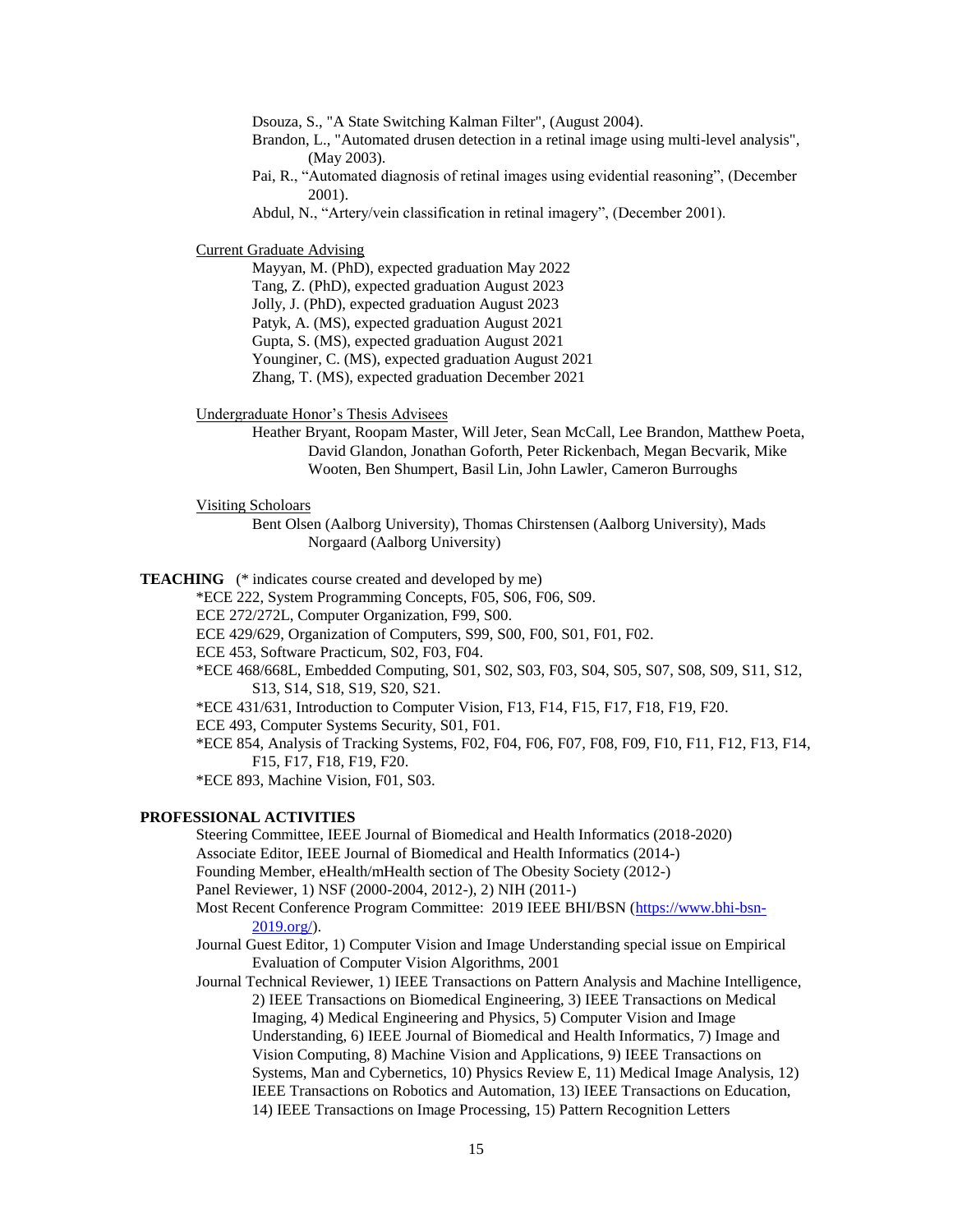Dsouza, S., "A State Switching Kalman Filter", (August 2004).

Brandon, L., "Automated drusen detection in a retinal image using multi-level analysis", (May 2003).

Pai, R., "Automated diagnosis of retinal images using evidential reasoning", (December 2001).

Abdul, N., "Artery/vein classification in retinal imagery", (December 2001).

Current Graduate Advising

Mayyan, M. (PhD), expected graduation May 2022
Tang, Z. (PhD), expected graduation August 2023
Jolly, J. (PhD), expected graduation August 2023
Patyk, A. (MS), expected graduation August 2021
Gupta, S. (MS), expected graduation August 2021
Younginer, C. (MS), expected graduation August 2021
Zhang, T. (MS), expected graduation December 2021

Undergraduate Honor's Thesis Advisees

Heather Bryant, Roopam Master, Will Jeter, Sean McCall, Lee Brandon, Matthew Poeta, David Glandon, Jonathan Goforth, Peter Rickenbach, Megan Becvarik, Mike Wooten, Ben Shumpert, Basil Lin, John Lawler, Cameron Burroughs

Visiting Scholoars

Bent Olsen (Aalborg University), Thomas Chirstensen (Aalborg University), Mads Norgaard (Aalborg University)

**TEACHING** (* indicates course created and developed by me)

*ECE 222, System Programming Concepts, F05, S06, F06, S09.
ECE 272/272L, Computer Organization, F99, S00.
ECE 429/629, Organization of Computers, S99, S00, F00, S01, F01, F02.
ECE 453, Software Practicum, S02, F03, F04.
*ECE 468/668L, Embedded Computing, S01, S02, S03, F03, S04, S05, S07, S08, S09, S11, S12, S13, S14, S18, S19, S20, S21.
*ECE 431/631, Introduction to Computer Vision, F13, F14, F15, F17, F18, F19, F20.
ECE 493, Computer Systems Security, S01, F01.
*ECE 854, Analysis of Tracking Systems, F02, F04, F06, F07, F08, F09, F10, F11, F12, F13, F14, F15, F17, F18, F19, F20.
*ECE 893, Machine Vision, F01, S03.

**PROFESSIONAL ACTIVITIES**

Steering Committee, IEEE Journal of Biomedical and Health Informatics (2018-2020)
Associate Editor, IEEE Journal of Biomedical and Health Informatics (2014-)
Founding Member, eHealth/mHealth section of The Obesity Society (2012-)
Panel Reviewer, 1) NSF (2000-2004, 2012-), 2) NIH (2011-)
Most Recent Conference Program Committee: 2019 IEEE BHI/BSN (https://www.bhi-bsn-2019.org/).
Journal Guest Editor, 1) Computer Vision and Image Understanding special issue on Empirical Evaluation of Computer Vision Algorithms, 2001
Journal Technical Reviewer, 1) IEEE Transactions on Pattern Analysis and Machine Intelligence, 2) IEEE Transactions on Biomedical Engineering, 3) IEEE Transactions on Medical Imaging, 4) Medical Engineering and Physics, 5) Computer Vision and Image Understanding, 6) IEEE Journal of Biomedical and Health Informatics, 7) Image and Vision Computing, 8) Machine Vision and Applications, 9) IEEE Transactions on Systems, Man and Cybernetics, 10) Physics Review E, 11) Medical Image Analysis, 12) IEEE Transactions on Robotics and Automation, 13) IEEE Transactions on Education, 14) IEEE Transactions on Image Processing, 15) Pattern Recognition Letters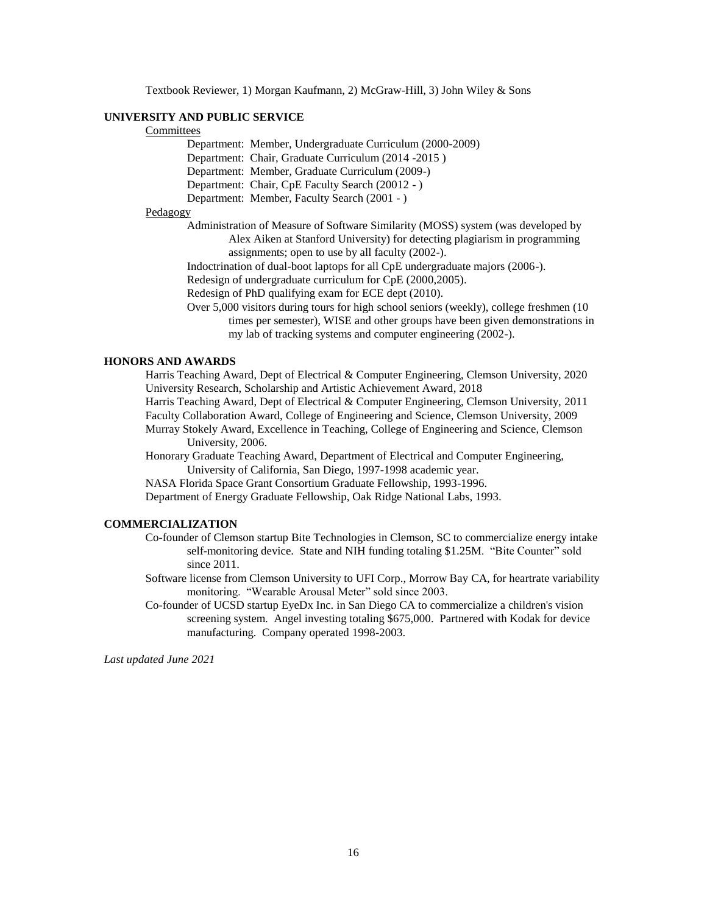Textbook Reviewer, 1) Morgan Kaufmann, 2) McGraw-Hill, 3) John Wiley & Sons

## UNIVERSITY AND PUBLIC SERVICE

Committees

Department: Member, Undergraduate Curriculum (2000-2009)
Department: Chair, Graduate Curriculum (2014 -2015 )
Department: Member, Graduate Curriculum (2009-)
Department: Chair, CpE Faculty Search (20012 - )
Department: Member, Faculty Search (2001 - )

Pedagogy

Administration of Measure of Software Similarity (MOSS) system (was developed by Alex Aiken at Stanford University) for detecting plagiarism in programming assignments; open to use by all faculty (2002-).
Indoctrination of dual-boot laptops for all CpE undergraduate majors (2006-).
Redesign of undergraduate curriculum for CpE (2000,2005).
Redesign of PhD qualifying exam for ECE dept (2010).
Over 5,000 visitors during tours for high school seniors (weekly), college freshmen (10 times per semester), WISE and other groups have been given demonstrations in my lab of tracking systems and computer engineering (2002-).

## HONORS AND AWARDS

Harris Teaching Award, Dept of Electrical & Computer Engineering, Clemson University, 2020
University Research, Scholarship and Artistic Achievement Award, 2018
Harris Teaching Award, Dept of Electrical & Computer Engineering, Clemson University, 2011
Faculty Collaboration Award, College of Engineering and Science, Clemson University, 2009
Murray Stokely Award, Excellence in Teaching, College of Engineering and Science, Clemson University, 2006.
Honorary Graduate Teaching Award, Department of Electrical and Computer Engineering, University of California, San Diego, 1997-1998 academic year.
NASA Florida Space Grant Consortium Graduate Fellowship, 1993-1996.
Department of Energy Graduate Fellowship, Oak Ridge National Labs, 1993.

## COMMERCIALIZATION

Co-founder of Clemson startup Bite Technologies in Clemson, SC to commercialize energy intake self-monitoring device. State and NIH funding totaling $1.25M. "Bite Counter" sold since 2011.
Software license from Clemson University to UFI Corp., Morrow Bay CA, for heartrate variability monitoring. "Wearable Arousal Meter" sold since 2003.
Co-founder of UCSD startup EyeDx Inc. in San Diego CA to commercialize a children's vision screening system. Angel investing totaling $675,000. Partnered with Kodak for device manufacturing. Company operated 1998-2003.

*Last updated June 2021*